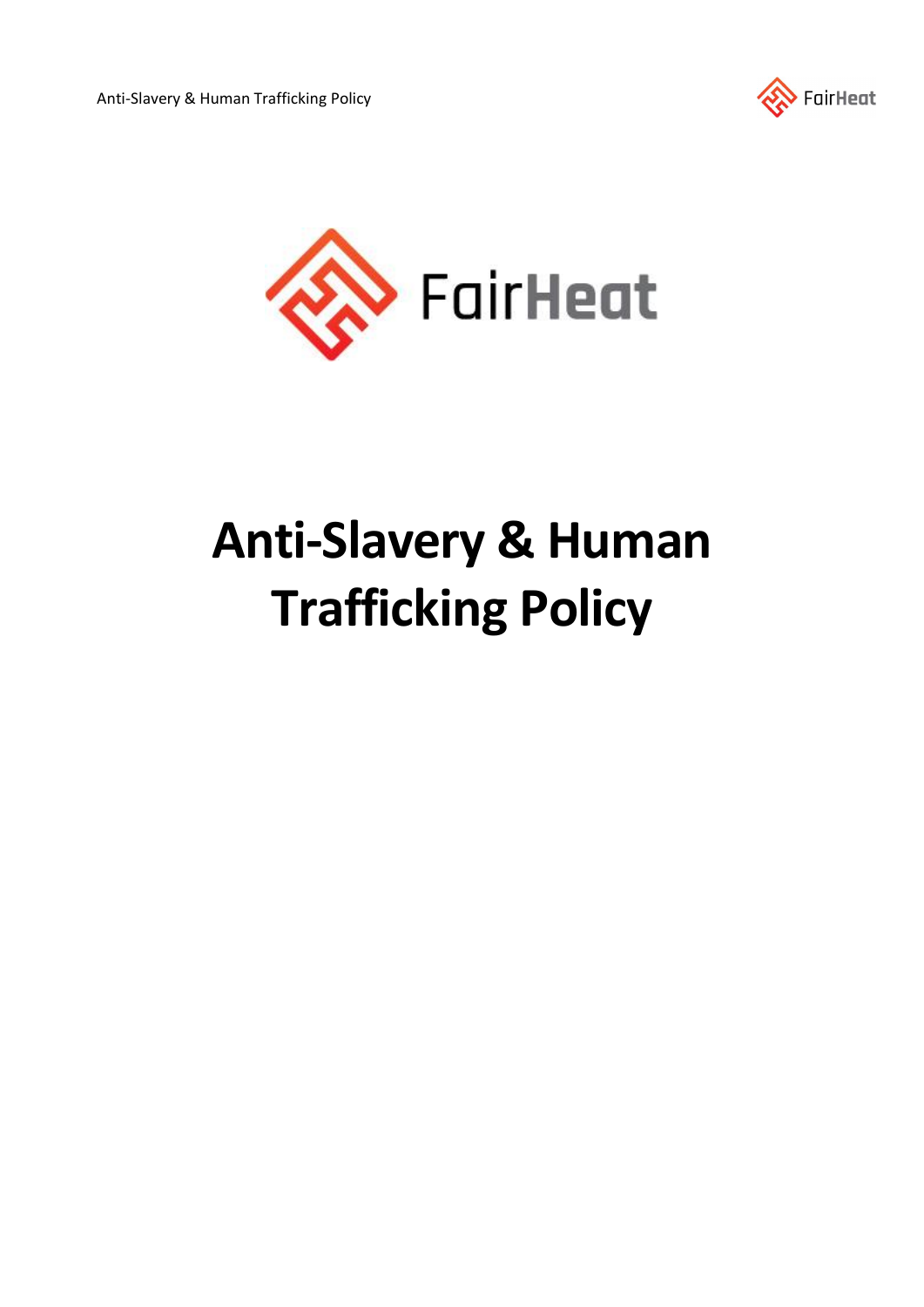FairHeat

# Anti-Slavery & Human Trafficking Policy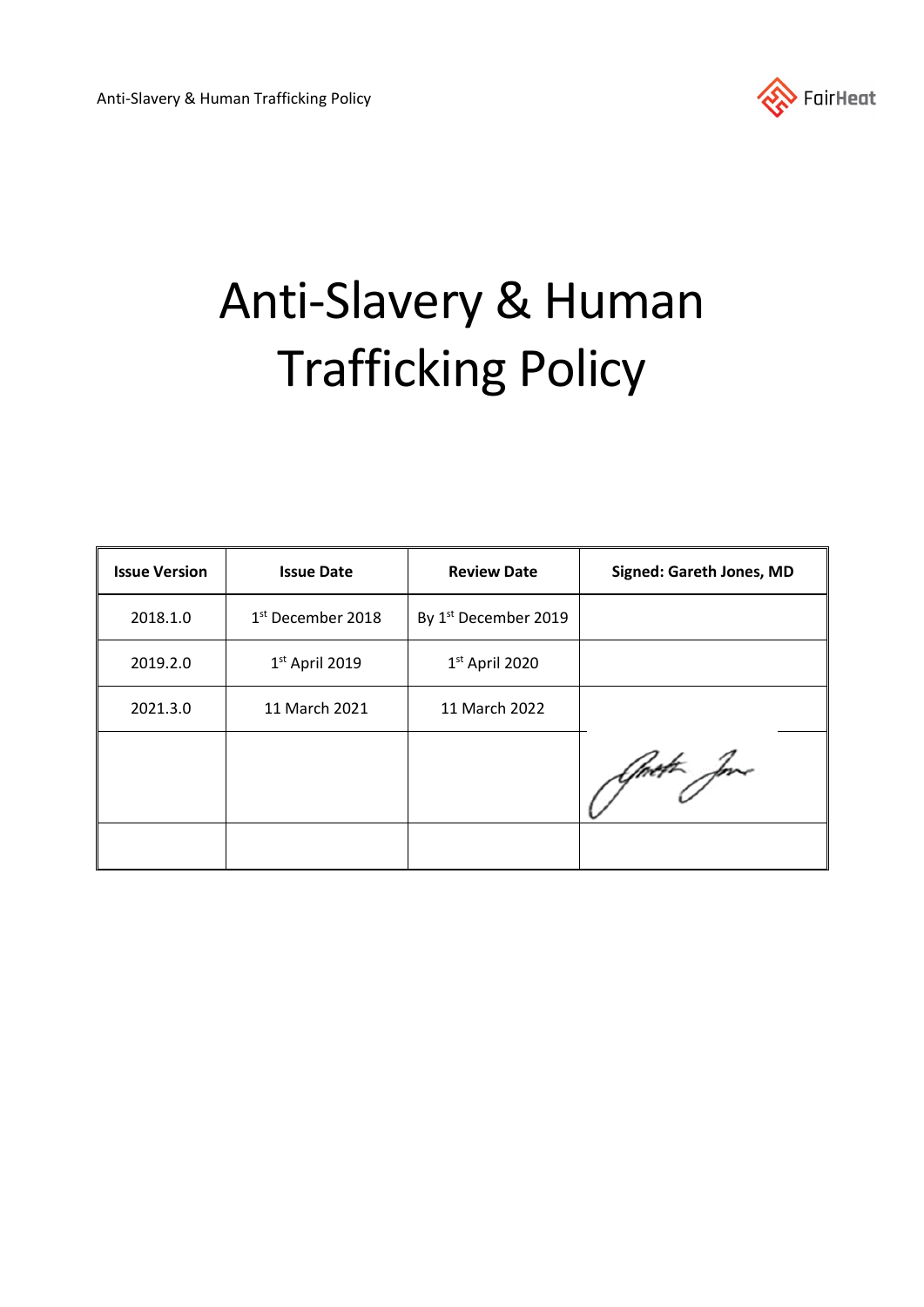# Anti-Slavery & Human Trafficking Policy

| Issue Version | Issue Date | Review Date | Signed: Gareth Jones, MD |
|---|---|---|---|
| 2018.1.0 | 1st December 2018 | By 1st December 2019 | |
| 2019.2.0 | 1st April 2019 | 1st April 2020 | |
| 2021.3.0 | 11 March 2021 | 11 March 2022 | |
| | | | |
| | | | |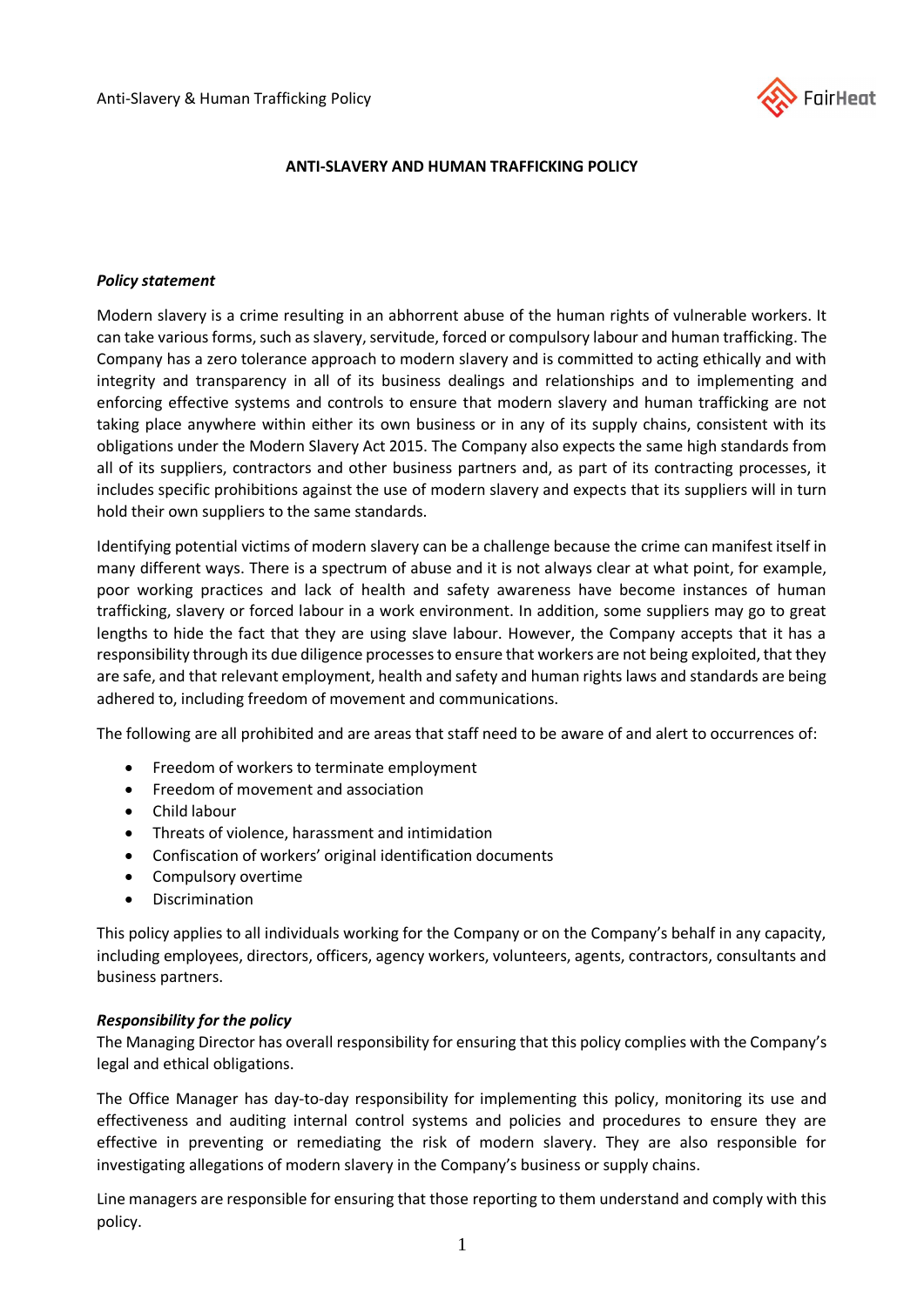**ANTI-SLAVERY AND HUMAN TRAFFICKING POLICY**

***Policy statement***

Modern slavery is a crime resulting in an abhorrent abuse of the human rights of vulnerable workers. It can take various forms, such as slavery, servitude, forced or compulsory labour and human trafficking. The Company has a zero tolerance approach to modern slavery and is committed to acting ethically and with integrity and transparency in all of its business dealings and relationships and to implementing and enforcing effective systems and controls to ensure that modern slavery and human trafficking are not taking place anywhere within either its own business or in any of its supply chains, consistent with its obligations under the Modern Slavery Act 2015. The Company also expects the same high standards from all of its suppliers, contractors and other business partners and, as part of its contracting processes, it includes specific prohibitions against the use of modern slavery and expects that its suppliers will in turn hold their own suppliers to the same standards.

Identifying potential victims of modern slavery can be a challenge because the crime can manifest itself in many different ways. There is a spectrum of abuse and it is not always clear at what point, for example, poor working practices and lack of health and safety awareness have become instances of human trafficking, slavery or forced labour in a work environment. In addition, some suppliers may go to great lengths to hide the fact that they are using slave labour. However, the Company accepts that it has a responsibility through its due diligence processes to ensure that workers are not being exploited, that they are safe, and that relevant employment, health and safety and human rights laws and standards are being adhered to, including freedom of movement and communications.

The following are all prohibited and are areas that staff need to be aware of and alert to occurrences of:

- Freedom of workers to terminate employment
- Freedom of movement and association
- Child labour
- Threats of violence, harassment and intimidation
- Confiscation of workers' original identification documents
- Compulsory overtime
- Discrimination

This policy applies to all individuals working for the Company or on the Company's behalf in any capacity, including employees, directors, officers, agency workers, volunteers, agents, contractors, consultants and business partners.

***Responsibility for the policy***

The Managing Director has overall responsibility for ensuring that this policy complies with the Company's legal and ethical obligations.

The Office Manager has day-to-day responsibility for implementing this policy, monitoring its use and effectiveness and auditing internal control systems and policies and procedures to ensure they are effective in preventing or remediating the risk of modern slavery. They are also responsible for investigating allegations of modern slavery in the Company's business or supply chains.

Line managers are responsible for ensuring that those reporting to them understand and comply with this policy.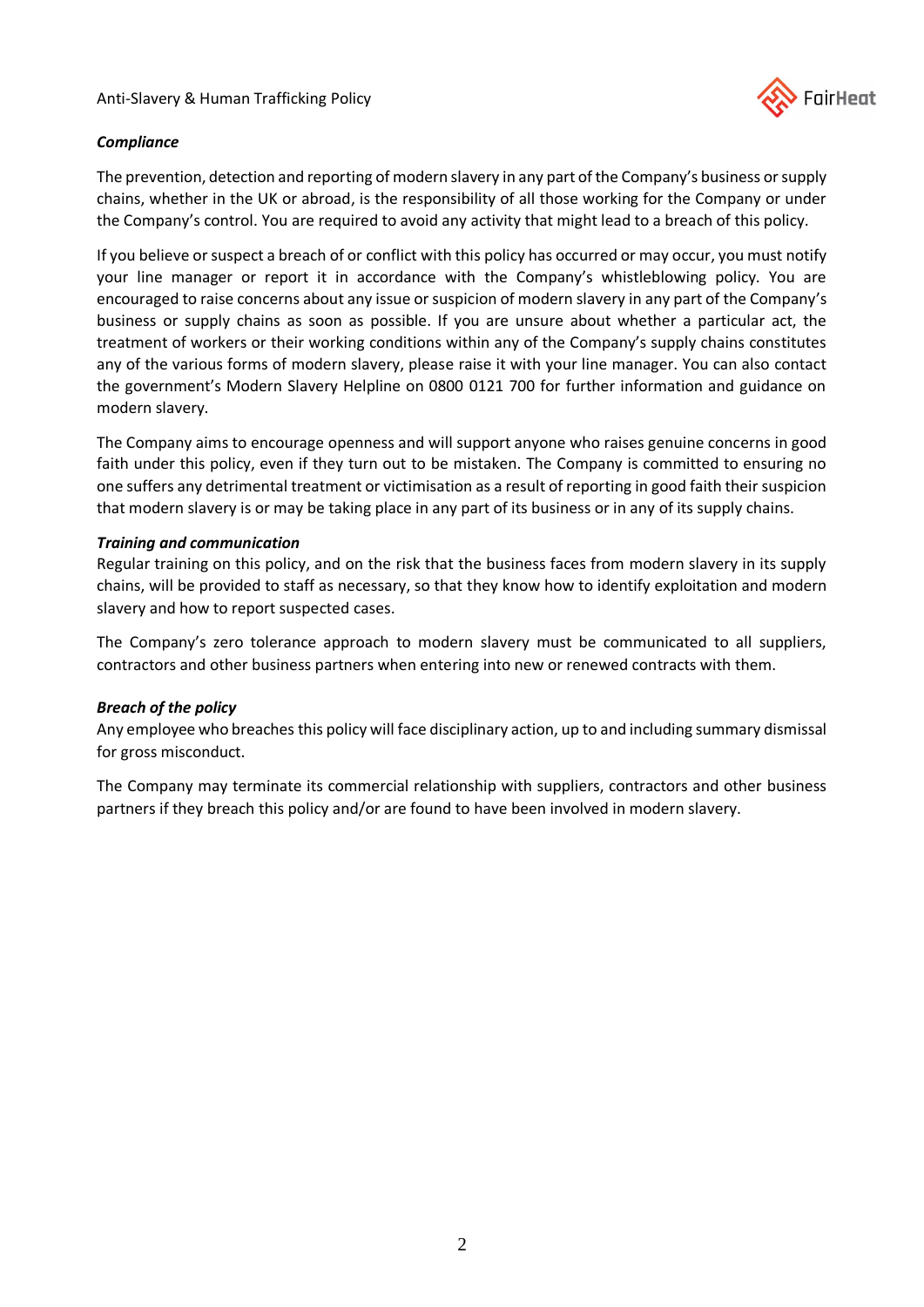***Compliance***

The prevention, detection and reporting of modern slavery in any part of the Company's business or supply chains, whether in the UK or abroad, is the responsibility of all those working for the Company or under the Company's control. You are required to avoid any activity that might lead to a breach of this policy.

If you believe or suspect a breach of or conflict with this policy has occurred or may occur, you must notify your line manager or report it in accordance with the Company's whistleblowing policy. You are encouraged to raise concerns about any issue or suspicion of modern slavery in any part of the Company's business or supply chains as soon as possible. If you are unsure about whether a particular act, the treatment of workers or their working conditions within any of the Company's supply chains constitutes any of the various forms of modern slavery, please raise it with your line manager. You can also contact the government's Modern Slavery Helpline on 0800 0121 700 for further information and guidance on modern slavery.

The Company aims to encourage openness and will support anyone who raises genuine concerns in good faith under this policy, even if they turn out to be mistaken. The Company is committed to ensuring no one suffers any detrimental treatment or victimisation as a result of reporting in good faith their suspicion that modern slavery is or may be taking place in any part of its business or in any of its supply chains.

***Training and communication***

Regular training on this policy, and on the risk that the business faces from modern slavery in its supply chains, will be provided to staff as necessary, so that they know how to identify exploitation and modern slavery and how to report suspected cases.

The Company's zero tolerance approach to modern slavery must be communicated to all suppliers, contractors and other business partners when entering into new or renewed contracts with them.

***Breach of the policy***

Any employee who breaches this policy will face disciplinary action, up to and including summary dismissal for gross misconduct.

The Company may terminate its commercial relationship with suppliers, contractors and other business partners if they breach this policy and/or are found to have been involved in modern slavery.